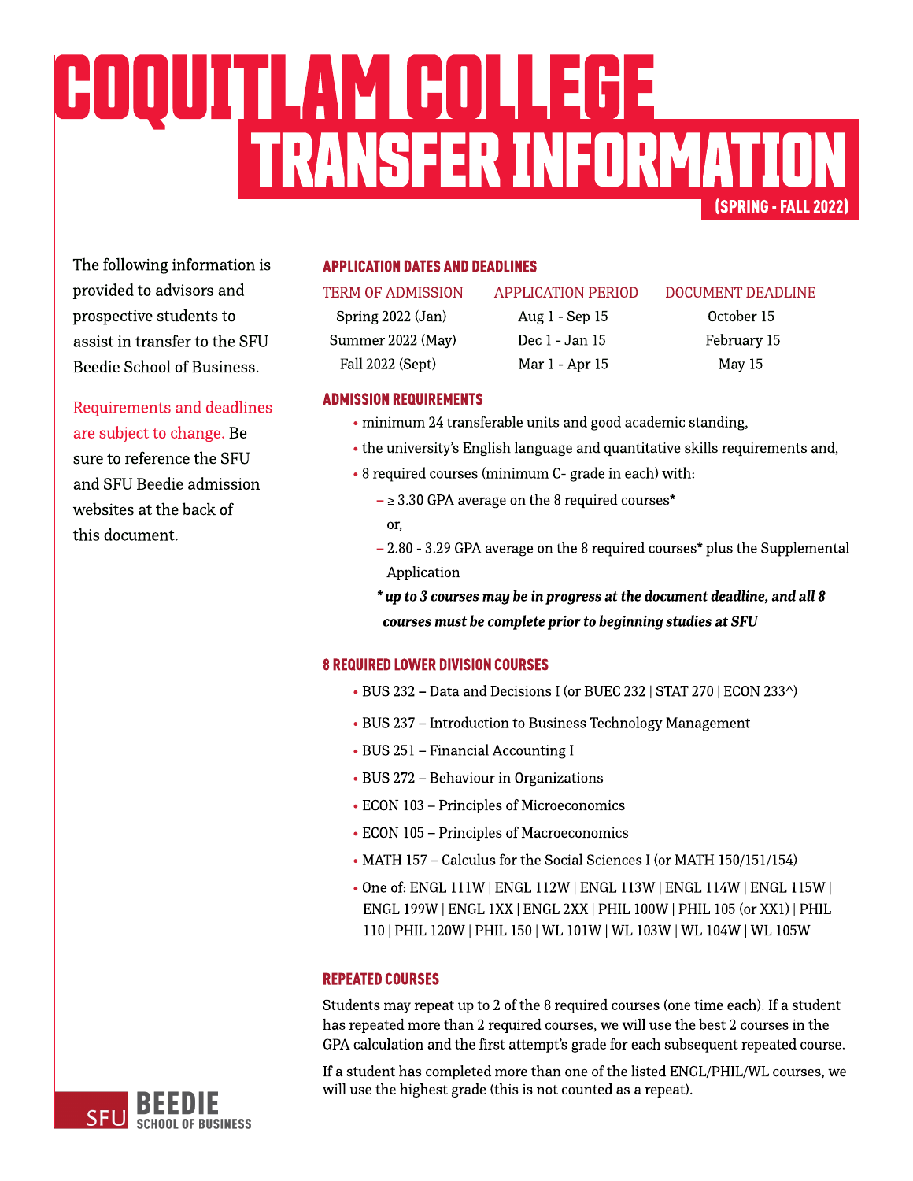# COQUITLAM COLLEGE
# TRANSFER INFORMATION
**(SPRING - FALL 2022)**

The following information is provided to advisors and prospective students to assist in transfer to the SFU Beedie School of Business.

Requirements and deadlines are subject to change. Be sure to reference the SFU and SFU Beedie admission websites at the back of this document.

## APPLICATION DATES AND DEADLINES

| TERM OF ADMISSION | APPLICATION PERIOD | DOCUMENT DEADLINE |
|---|---|---|
| Spring 2022 (Jan) | Aug 1 - Sep 15 | October 15 |
| Summer 2022 (May) | Dec 1 - Jan 15 | February 15 |
| Fall 2022 (Sept) | Mar 1 - Apr 15 | May 15 |

## ADMISSION REQUIREMENTS

- minimum 24 transferable units and good academic standing,
- the university's English language and quantitative skills requirements and,
- 8 required courses (minimum C- grade in each) with:
  - ≥ 3.30 GPA average on the 8 required courses*

    or,
  - 2.80 - 3.29 GPA average on the 8 required courses* plus the Supplemental Application

***\* up to 3 courses may be in progress at the document deadline, and all 8 courses must be complete prior to beginning studies at SFU***

## 8 REQUIRED LOWER DIVISION COURSES

- BUS 232 – Data and Decisions I (or BUEC 232 | STAT 270 | ECON 233^)
- BUS 237 – Introduction to Business Technology Management
- BUS 251 – Financial Accounting I
- BUS 272 – Behaviour in Organizations
- ECON 103 – Principles of Microeconomics
- ECON 105 – Principles of Macroeconomics
- MATH 157 – Calculus for the Social Sciences I (or MATH 150/151/154)
- One of: ENGL 111W | ENGL 112W | ENGL 113W | ENGL 114W | ENGL 115W | ENGL 199W | ENGL 1XX | ENGL 2XX | PHIL 100W | PHIL 105 (or XX1) | PHIL 110 | PHIL 120W | PHIL 150 | WL 101W | WL 103W | WL 104W | WL 105W

## REPEATED COURSES

Students may repeat up to 2 of the 8 required courses (one time each). If a student has repeated more than 2 required courses, we will use the best 2 courses in the GPA calculation and the first attempt's grade for each subsequent repeated course.

If a student has completed more than one of the listed ENGL/PHIL/WL courses, we will use the highest grade (this is not counted as a repeat).

SFU BEEDIE SCHOOL OF BUSINESS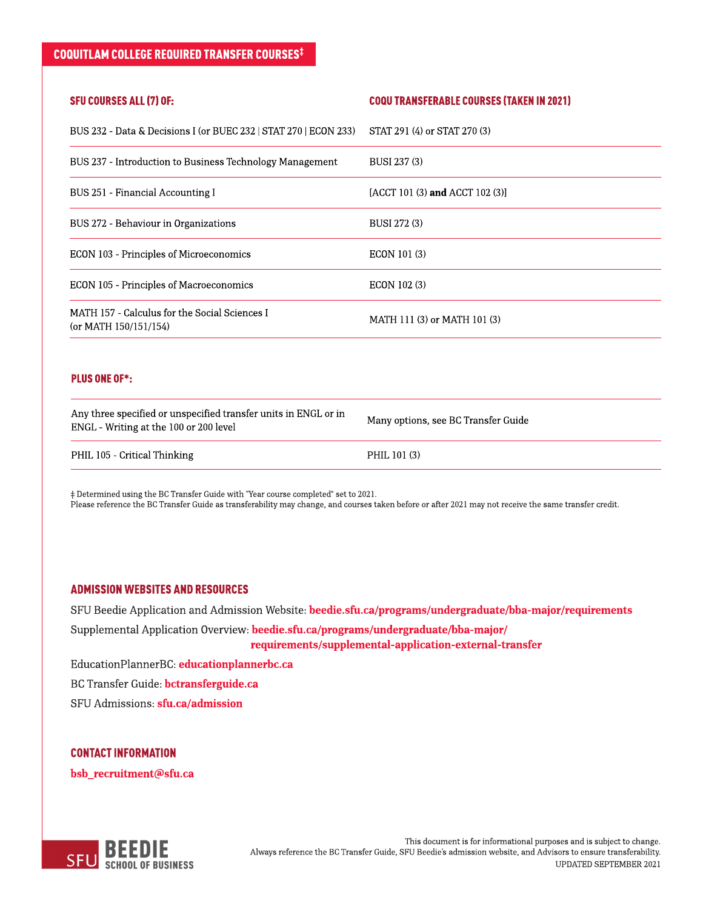## COQUITLAM COLLEGE REQUIRED TRANSFER COURSES‡

| SFU COURSES ALL (7) OF: | COQU TRANSFERABLE COURSES (TAKEN IN 2021) |
|---|---|
| BUS 232 - Data & Decisions I (or BUEC 232 \| STAT 270 \| ECON 233) | STAT 291 (4) or STAT 270 (3) |
| BUS 237 - Introduction to Business Technology Management | BUSI 237 (3) |
| BUS 251 - Financial Accounting I | [ACCT 101 (3) **and** ACCT 102 (3)] |
| BUS 272 - Behaviour in Organizations | BUSI 272 (3) |
| ECON 103 - Principles of Microeconomics | ECON 101 (3) |
| ECON 105 - Principles of Macroeconomics | ECON 102 (3) |
| MATH 157 - Calculus for the Social Sciences I (or MATH 150/151/154) | MATH 111 (3) or MATH 101 (3) |

### PLUS ONE OF*:

| | |
|---|---|
| Any three specified or unspecified transfer units in ENGL or in ENGL - Writing at the 100 or 200 level | Many options, see BC Transfer Guide |
| PHIL 105 - Critical Thinking | PHIL 101 (3) |

‡ Determined using the BC Transfer Guide with "Year course completed" set to 2021.
Please reference the BC Transfer Guide as transferability may change, and courses taken before or after 2021 may not receive the same transfer credit.

### ADMISSION WEBSITES AND RESOURCES

SFU Beedie Application and Admission Website: **beedie.sfu.ca/programs/undergraduate/bba-major/requirements**

Supplemental Application Overview: **beedie.sfu.ca/programs/undergraduate/bba-major/requirements/supplemental-application-external-transfer**

EducationPlannerBC: **educationplannerbc.ca**

BC Transfer Guide: **bctransferguide.ca**

SFU Admissions: **sfu.ca/admission**

### CONTACT INFORMATION

**bsb_recruitment@sfu.ca**

SFU BEEDIE SCHOOL OF BUSINESS

This document is for informational purposes and is subject to change.
Always reference the BC Transfer Guide, SFU Beedie's admission website, and Advisors to ensure transferability.
UPDATED SEPTEMBER 2021